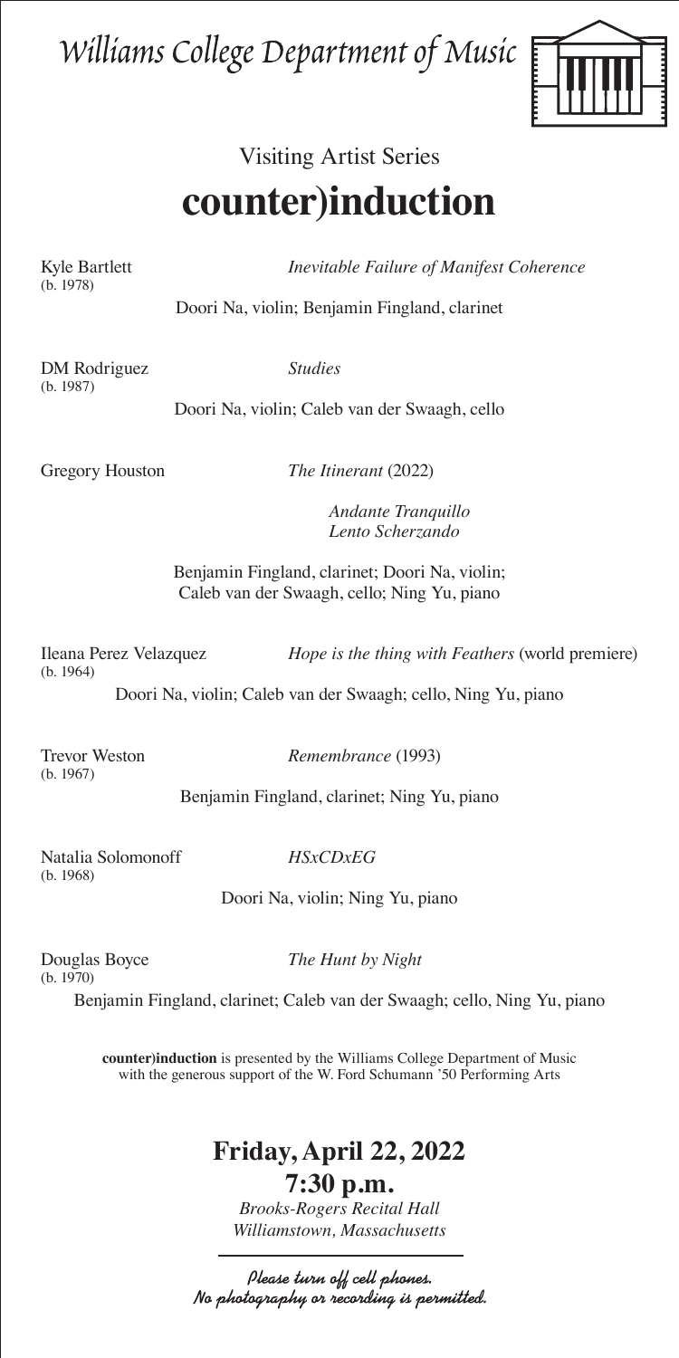# Williams College Department of Music

Visiting Artist Series

## counter)induction

Kyle Bartlett (b. 1978) — *Inevitable Failure of Manifest Coherence*

Doori Na, violin; Benjamin Fingland, clarinet

DM Rodriguez (b. 1987) — *Studies*

Doori Na, violin; Caleb van der Swaagh, cello

Gregory Houston — *The Itinerant* (2022)

*Andante Tranquillo*
*Lento Scherzando*

Benjamin Fingland, clarinet; Doori Na, violin;
Caleb van der Swaagh, cello; Ning Yu, piano

Ileana Perez Velazquez (b. 1964) — *Hope is the thing with Feathers* (world premiere)

Doori Na, violin; Caleb van der Swaagh; cello, Ning Yu, piano

Trevor Weston (b. 1967) — *Remembrance* (1993)

Benjamin Fingland, clarinet; Ning Yu, piano

Natalia Solomonoff (b. 1968) — *HSxCDxEG*

Doori Na, violin; Ning Yu, piano

Douglas Boyce (b. 1970) — *The Hunt by Night*

Benjamin Fingland, clarinet; Caleb van der Swaagh; cello, Ning Yu, piano

**counter)induction** is presented by the Williams College Department of Music with the generous support of the W. Ford Schumann '50 Performing Arts

### Friday, April 22, 2022
### 7:30 p.m.

*Brooks-Rogers Recital Hall*
*Williamstown, Massachusetts*

---

*Please turn off cell phones.*
*No photography or recording is permitted.*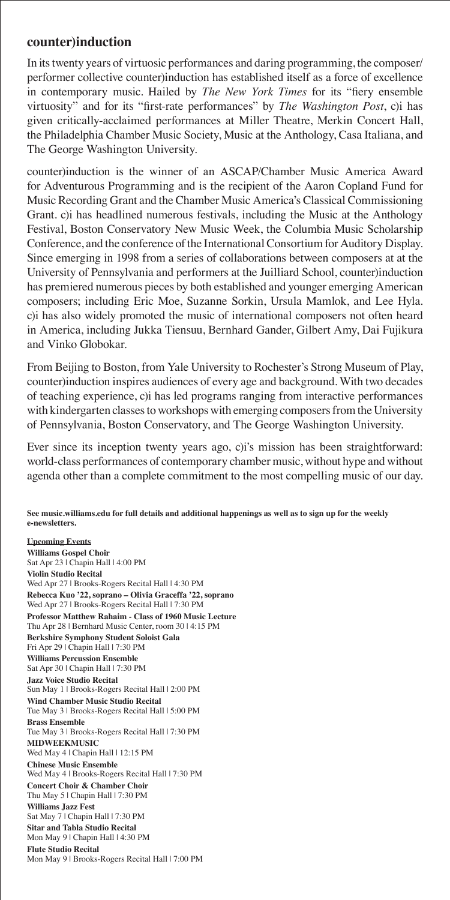## counter)induction

In its twenty years of virtuosic performances and daring programming, the composer/performer collective counter)induction has established itself as a force of excellence in contemporary music. Hailed by *The New York Times* for its "fiery ensemble virtuosity" and for its "first-rate performances" by *The Washington Post*, c)i has given critically-acclaimed performances at Miller Theatre, Merkin Concert Hall, the Philadelphia Chamber Music Society, Music at the Anthology, Casa Italiana, and The George Washington University.

counter)induction is the winner of an ASCAP/Chamber Music America Award for Adventurous Programming and is the recipient of the Aaron Copland Fund for Music Recording Grant and the Chamber Music America's Classical Commissioning Grant. c)i has headlined numerous festivals, including the Music at the Anthology Festival, Boston Conservatory New Music Week, the Columbia Music Scholarship Conference, and the conference of the International Consortium for Auditory Display. Since emerging in 1998 from a series of collaborations between composers at at the University of Pennsylvania and performers at the Juilliard School, counter)induction has premiered numerous pieces by both established and younger emerging American composers; including Eric Moe, Suzanne Sorkin, Ursula Mamlok, and Lee Hyla. c)i has also widely promoted the music of international composers not often heard in America, including Jukka Tiensuu, Bernhard Gander, Gilbert Amy, Dai Fujikura and Vinko Globokar.

From Beijing to Boston, from Yale University to Rochester's Strong Museum of Play, counter)induction inspires audiences of every age and background. With two decades of teaching experience, c)i has led programs ranging from interactive performances with kindergarten classes to workshops with emerging composers from the University of Pennsylvania, Boston Conservatory, and The George Washington University.

Ever since its inception twenty years ago, c)i's mission has been straightforward: world-class performances of contemporary chamber music, without hype and without agenda other than a complete commitment to the most compelling music of our day.

**See music.williams.edu for full details and additional happenings as well as to sign up for the weekly e-newsletters.**

**Upcoming Events**

**Williams Gospel Choir**
Sat Apr 23 | Chapin Hall | 4:00 PM

**Violin Studio Recital**
Wed Apr 27 | Brooks-Rogers Recital Hall | 4:30 PM

**Rebecca Kuo '22, soprano – Olivia Graceffa '22, soprano**
Wed Apr 27 | Brooks-Rogers Recital Hall | 7:30 PM

**Professor Matthew Rahaim - Class of 1960 Music Lecture**
Thu Apr 28 | Bernhard Music Center, room 30 | 4:15 PM

**Berkshire Symphony Student Soloist Gala**
Fri Apr 29 | Chapin Hall | 7:30 PM

**Williams Percussion Ensemble**
Sat Apr 30 | Chapin Hall | 7:30 PM

**Jazz Voice Studio Recital**
Sun May 1 | Brooks-Rogers Recital Hall | 2:00 PM

**Wind Chamber Music Studio Recital**
Tue May 3 | Brooks-Rogers Recital Hall | 5:00 PM

**Brass Ensemble**
Tue May 3 | Brooks-Rogers Recital Hall | 7:30 PM

**MIDWEEKMUSIC**
Wed May 4 | Chapin Hall | 12:15 PM

**Chinese Music Ensemble**
Wed May 4 | Brooks-Rogers Recital Hall | 7:30 PM

**Concert Choir & Chamber Choir**
Thu May 5 | Chapin Hall | 7:30 PM

**Williams Jazz Fest**
Sat May 7 | Chapin Hall | 7:30 PM

**Sitar and Tabla Studio Recital**
Mon May 9 | Chapin Hall | 4:30 PM

**Flute Studio Recital**
Mon May 9 | Brooks-Rogers Recital Hall | 7:00 PM